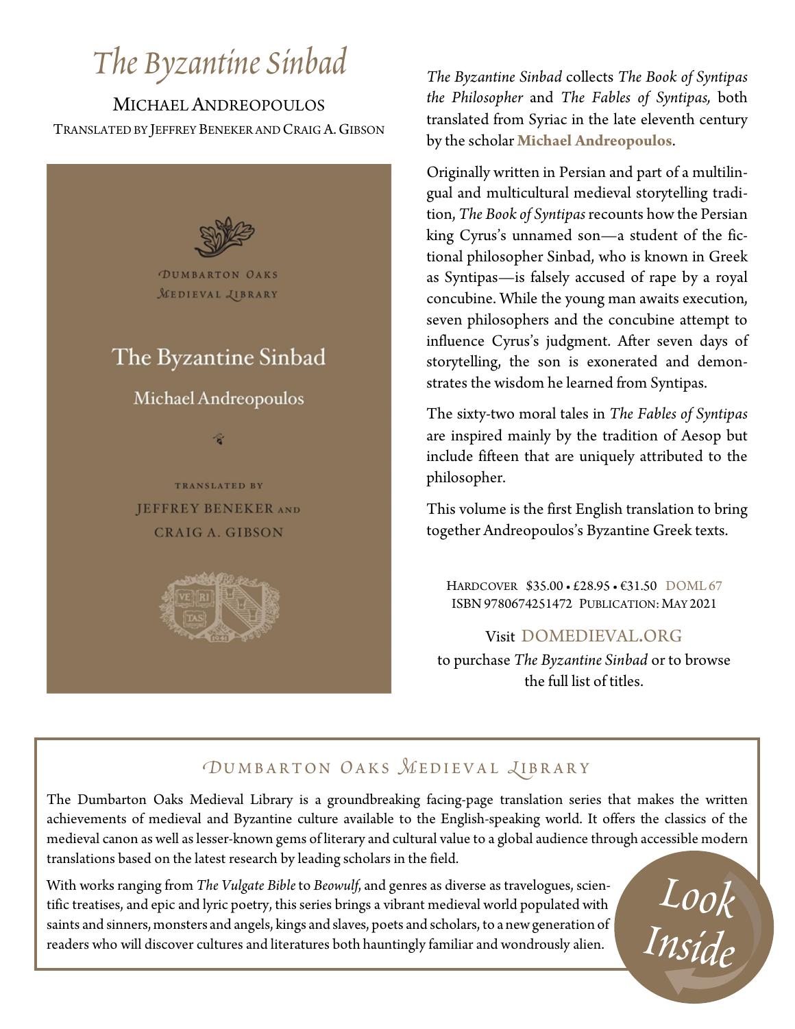# *The Byzantine Sinbad*

MICHAEL ANDREOPOULOS

TRANSLATED BY JEFFREY BENEKER AND CRAIG A. GIBSON

*The Byzantine Sinbad* collects *The Book of Syntipas the Philosopher* and *The Fables of Syntipas,* both translated from Syriac in the late eleventh century by the scholar **Michael Andreopoulos**.

Originally written in Persian and part of a multilingual and multicultural medieval storytelling tradition, *The Book of Syntipas* recounts how the Persian king Cyrus's unnamed son—a student of the fictional philosopher Sinbad, who is known in Greek as Syntipas—is falsely accused of rape by a royal concubine. While the young man awaits execution, seven philosophers and the concubine attempt to influence Cyrus's judgment. After seven days of storytelling, the son is exonerated and demonstrates the wisdom he learned from Syntipas.

The sixty-two moral tales in *The Fables of Syntipas* are inspired mainly by the tradition of Aesop but include fifteen that are uniquely attributed to the philosopher.

This volume is the first English translation to bring together Andreopoulos's Byzantine Greek texts.

HARDCOVER $35.00 • £28.95 • €31.50 DOML 67
ISBN 9780674251472 PUBLICATION: MAY 2021

Visit DOMEDIEVAL.ORG
to purchase *The Byzantine Sinbad* or to browse the full list of titles.

## DUMBARTON OAKS MEDIEVAL LIBRARY

The Dumbarton Oaks Medieval Library is a groundbreaking facing-page translation series that makes the written achievements of medieval and Byzantine culture available to the English-speaking world. It offers the classics of the medieval canon as well as lesser-known gems of literary and cultural value to a global audience through accessible modern translations based on the latest research by leading scholars in the field.

With works ranging from *The Vulgate Bible* to *Beowulf*, and genres as diverse as travelogues, scientific treatises, and epic and lyric poetry, this series brings a vibrant medieval world populated with saints and sinners, monsters and angels, kings and slaves, poets and scholars, to a new generation of readers who will discover cultures and literatures both hauntingly familiar and wondrously alien.

Look Inside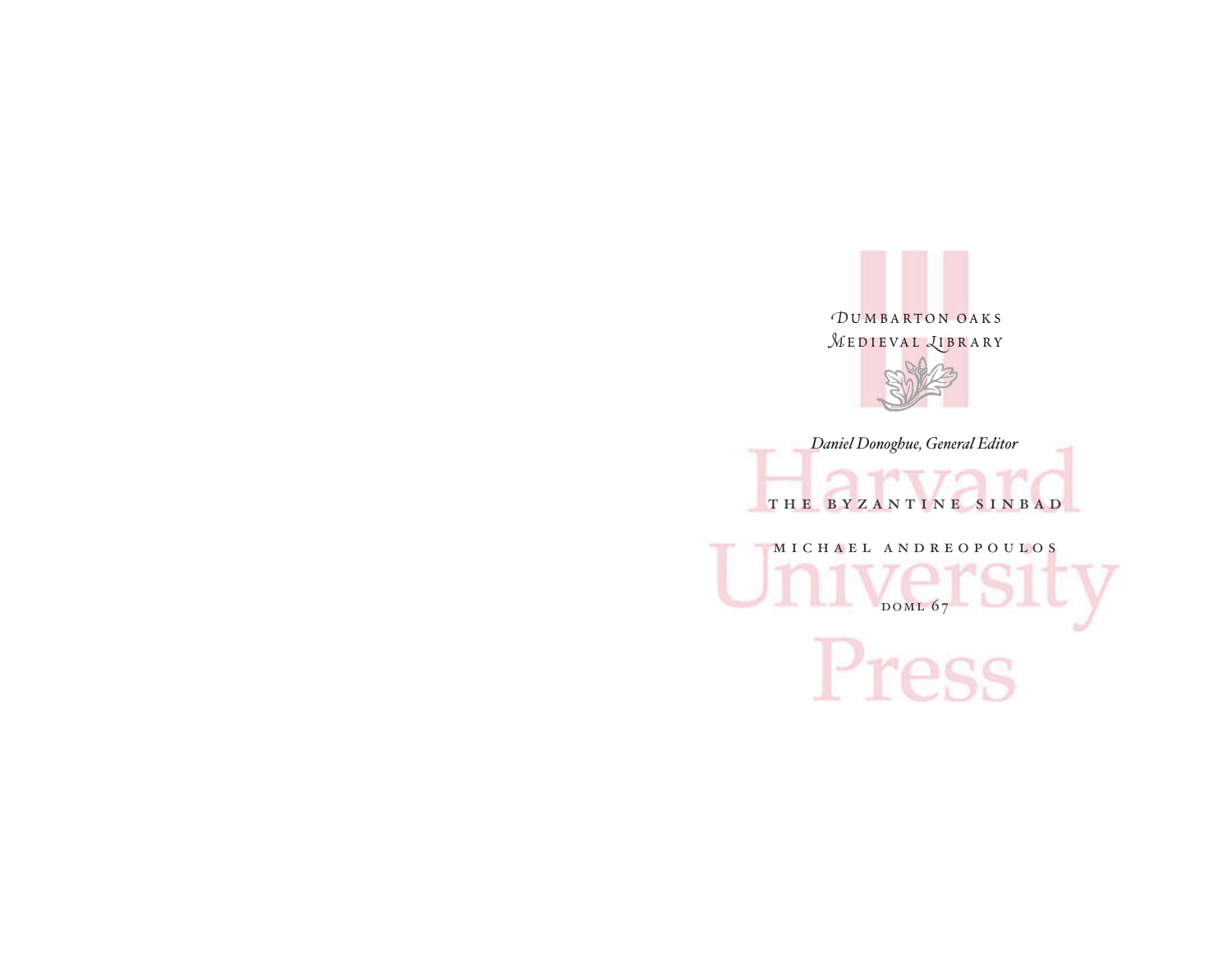Dumbarton Oaks Medieval Library

*Daniel Donoghue, General Editor*

THE BYZANTINE SINBAD

MICHAEL ANDREOPOULOS

DOML 67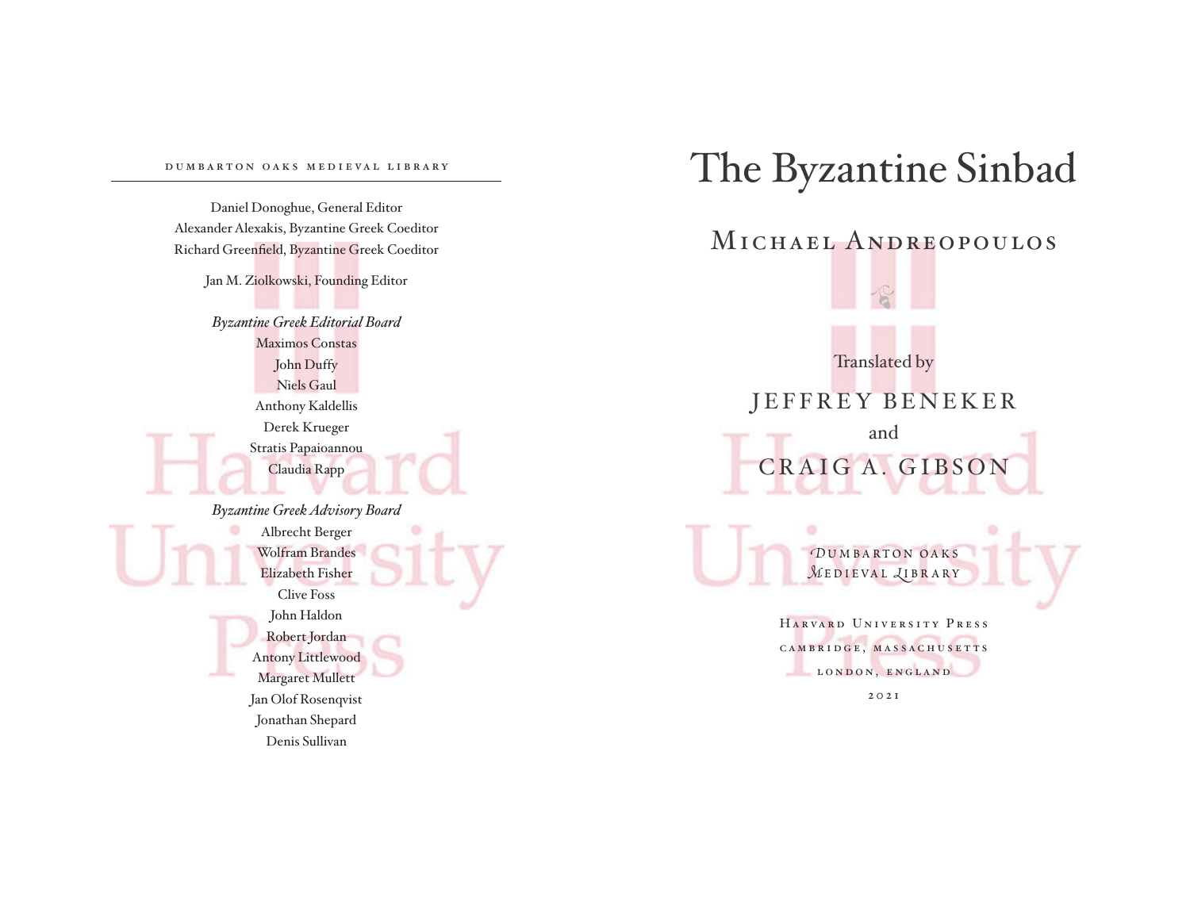DUMBARTON OAKS MEDIEVAL LIBRARY

Daniel Donoghue, General Editor
Alexander Alexakis, Byzantine Greek Coeditor
Richard Greenfield, Byzantine Greek Coeditor

Jan M. Ziolkowski, Founding Editor

*Byzantine Greek Editorial Board*
Maximos Constas
John Duffy
Niels Gaul
Anthony Kaldellis
Derek Krueger
Stratis Papaioannou
Claudia Rapp

*Byzantine Greek Advisory Board*
Albrecht Berger
Wolfram Brandes
Elizabeth Fisher
Clive Foss
John Haldon
Robert Jordan
Antony Littlewood
Margaret Mullett
Jan Olof Rosenqvist
Jonathan Shepard
Denis Sullivan

# The Byzantine Sinbad

## MICHAEL ANDREOPOULOS

Translated by

JEFFREY BENEKER

and

CRAIG A. GIBSON

DUMBARTON OAKS MEDIEVAL LIBRARY

HARVARD UNIVERSITY PRESS
CAMBRIDGE, MASSACHUSETTS
LONDON, ENGLAND
2021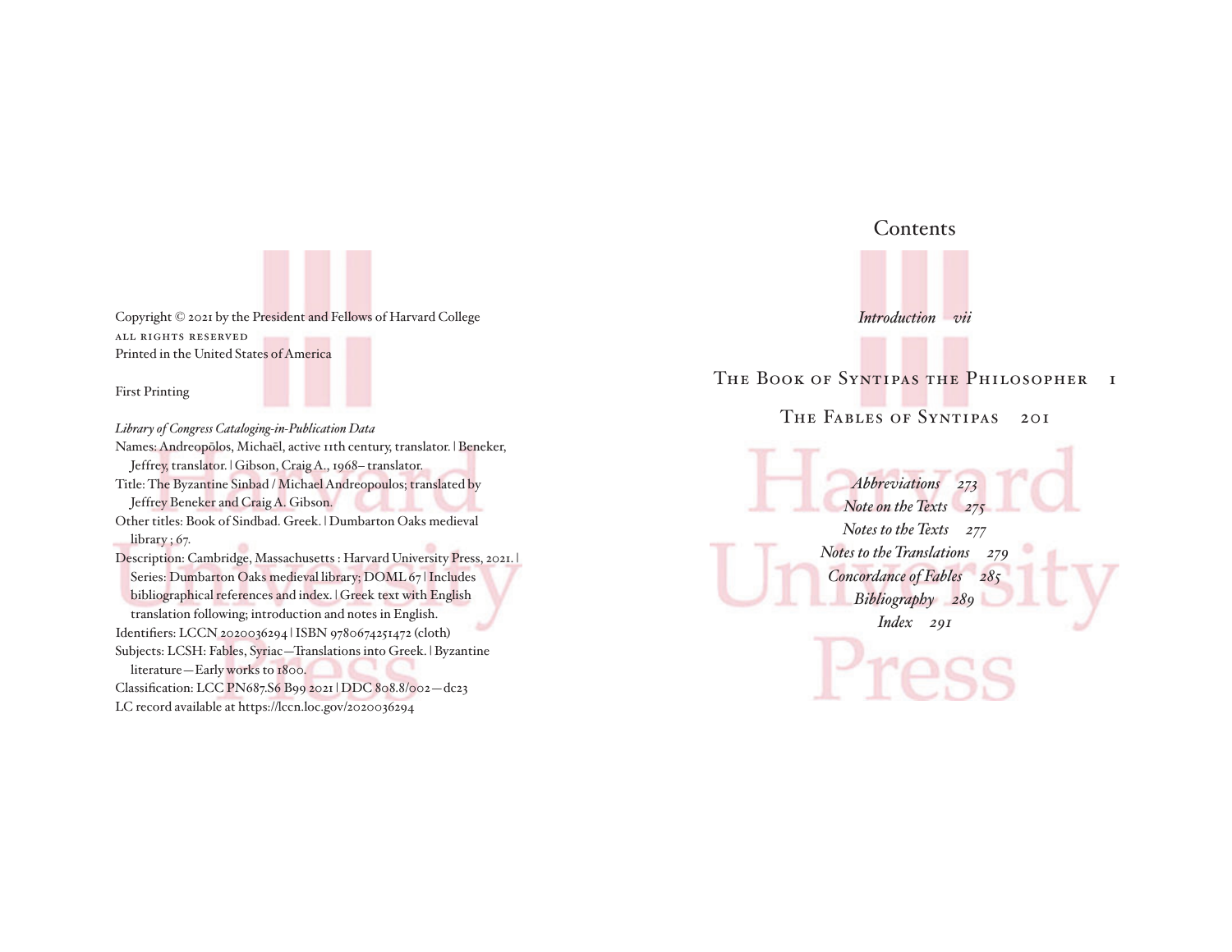Copyright © 2021 by the President and Fellows of Harvard College
ALL RIGHTS RESERVED
Printed in the United States of America

First Printing

*Library of Congress Cataloging-in-Publication Data*
Names: Andreopōlos, Michaēl, active 11th century, translator. | Beneker, Jeffrey, translator. | Gibson, Craig A., 1968– translator.
Title: The Byzantine Sinbad / Michael Andreopoulos; translated by Jeffrey Beneker and Craig A. Gibson.
Other titles: Book of Sindbad. Greek. | Dumbarton Oaks medieval library ; 67.
Description: Cambridge, Massachusetts : Harvard University Press, 2021. | Series: Dumbarton Oaks medieval library; DOML 67 | Includes bibliographical references and index. | Greek text with English translation following; introduction and notes in English.
Identifiers: LCCN 2020036294 | ISBN 9780674251472 (cloth)
Subjects: LCSH: Fables, Syriac—Translations into Greek. | Byzantine literature—Early works to 1800.
Classification: LCC PN687.S6 B99 2021 | DDC 808.8/002—dc23
LC record available at https://lccn.loc.gov/2020036294

# Contents

*Introduction vii*

THE BOOK OF SYNTIPAS THE PHILOSOPHER 1

THE FABLES OF SYNTIPAS 201

*Abbreviations 273*
*Note on the Texts 275*
*Notes to the Texts 277*
*Notes to the Translations 279*
*Concordance of Fables 285*
*Bibliography 289*
*Index 291*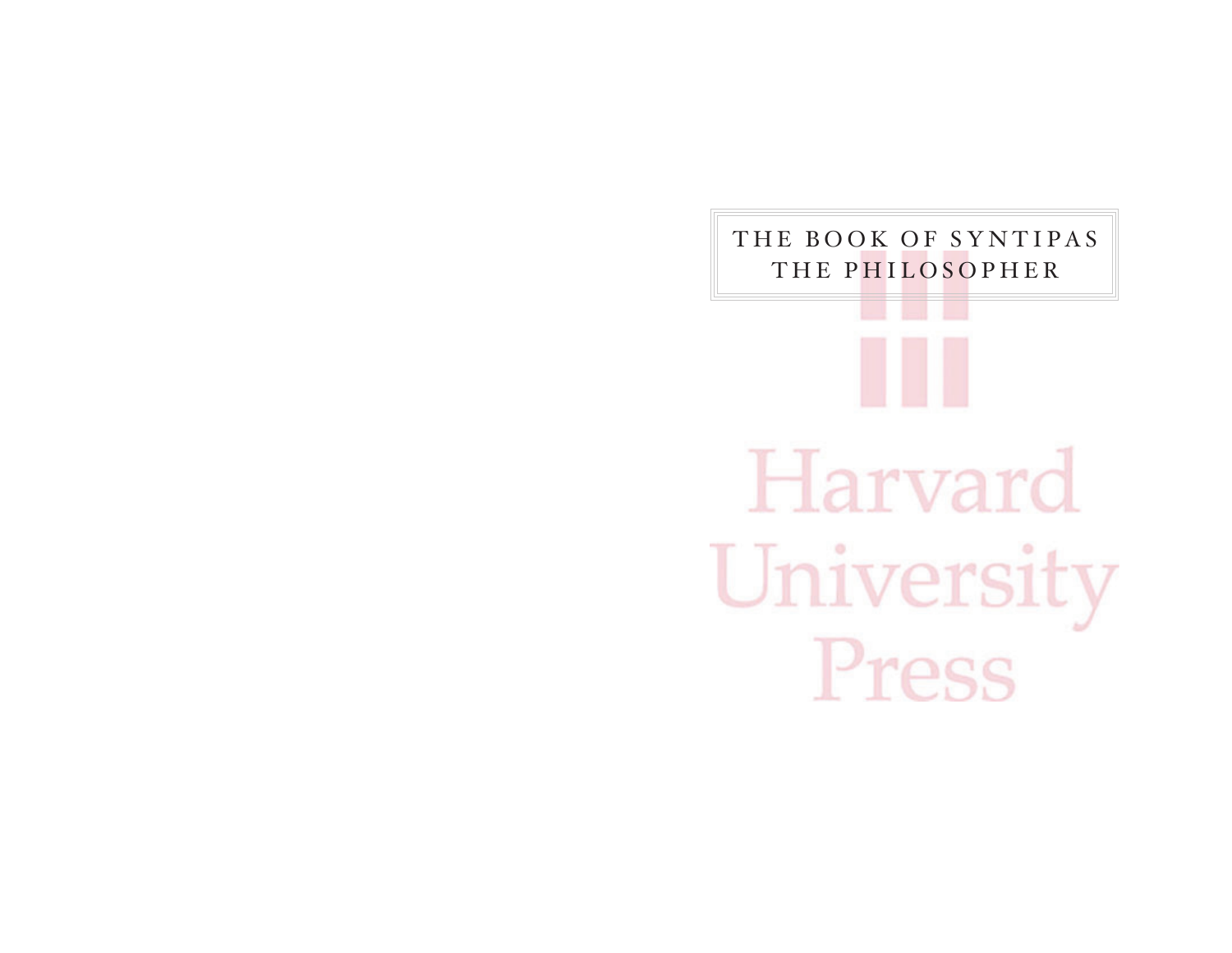# THE BOOK OF SYNTIPAS THE PHILOSOPHER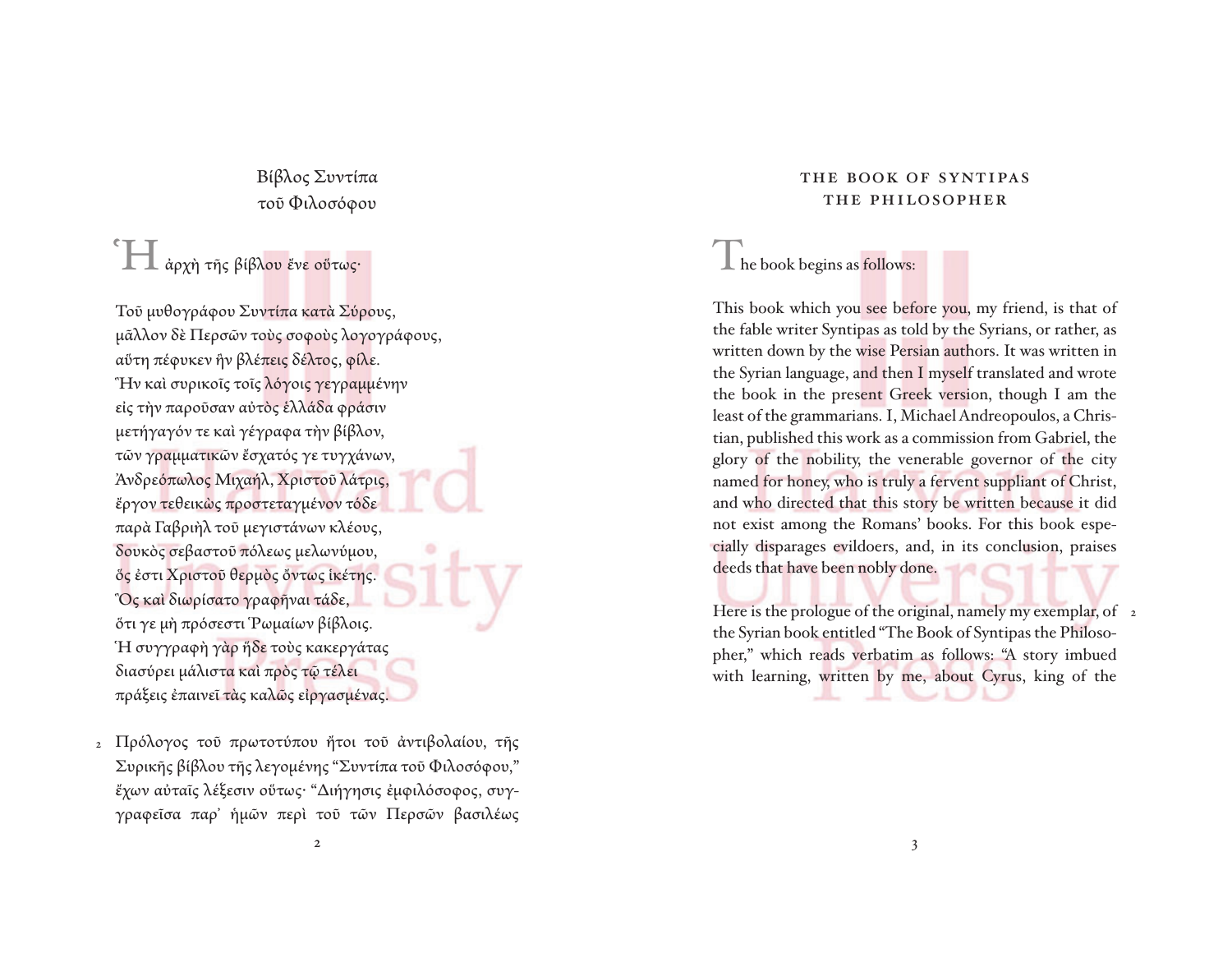# Βίβλος Συντίπα τοῦ Φιλοσόφου

Ἡ ἀρχὴ τῆς βίβλου ἔνε οὕτως·

Τοῦ μυθογράφου Συντίπα κατὰ Σύρους,
μᾶλλον δὲ Περσῶν τοὺς σοφοὺς λογογράφους,
αὕτη πέφυκεν ἣν βλέπεις δέλτος, φίλε.
Ἣν καὶ συρικοῖς τοῖς λόγοις γεγραμμένην
εἰς τὴν παροῦσαν αὐτὸς ἑλλάδα φράσιν
μετήγαγόν τε καὶ γέγραφα τὴν βίβλον,
τῶν γραμματικῶν ἔσχατός γε τυγχάνων,
Ἀνδρεόπωλος Μιχαήλ, Χριστοῦ λάτρις,
ἔργον τεθεικὼς προστεταγμένον τόδε
παρὰ Γαβριὴλ τοῦ μεγιστάνων κλέους,
δουκὸς σεβαστοῦ πόλεως μελωνύμου,
ὅς ἐστι Χριστοῦ θερμὸς ὄντως ἱκέτης.
Ὃς καὶ διωρίσατο γραφῆναι τάδε,
ὅτι γε μὴ πρόσεστι Ῥωμαίων βίβλοις.
Ἡ συγγραφὴ γὰρ ἥδε τοὺς κακεργάτας
διασύρει μάλιστα καὶ πρὸς τῷ τέλει
πράξεις ἐπαινεῖ τὰς καλῶς εἰργασμένας.

2 Πρόλογος τοῦ πρωτοτύπου ἤτοι τοῦ ἀντιβολαίου, τῆς Συρικῆς βίβλου τῆς λεγομένης "Συντίπα τοῦ Φιλοσόφου," ἔχων αὐταῖς λέξεσιν οὕτως· "Διήγησις ἐμφιλόσοφος, συγγραφεῖσα παρ' ἡμῶν περὶ τοῦ τῶν Περσῶν βασιλέως

# THE BOOK OF SYNTIPAS THE PHILOSOPHER

The book begins as follows:

This book which you see before you, my friend, is that of the fable writer Syntipas as told by the Syrians, or rather, as written down by the wise Persian authors. It was written in the Syrian language, and then I myself translated and wrote the book in the present Greek version, though I am the least of the grammarians. I, Michael Andreopoulos, a Christian, published this work as a commission from Gabriel, the glory of the nobility, the venerable governor of the city named for honey, who is truly a fervent suppliant of Christ, and who directed that this story be written because it did not exist among the Romans' books. For this book especially disparages evildoers, and, in its conclusion, praises deeds that have been nobly done.

2 Here is the prologue of the original, namely my exemplar, of the Syrian book entitled "The Book of Syntipas the Philosopher," which reads verbatim as follows: "A story imbued with learning, written by me, about Cyrus, king of the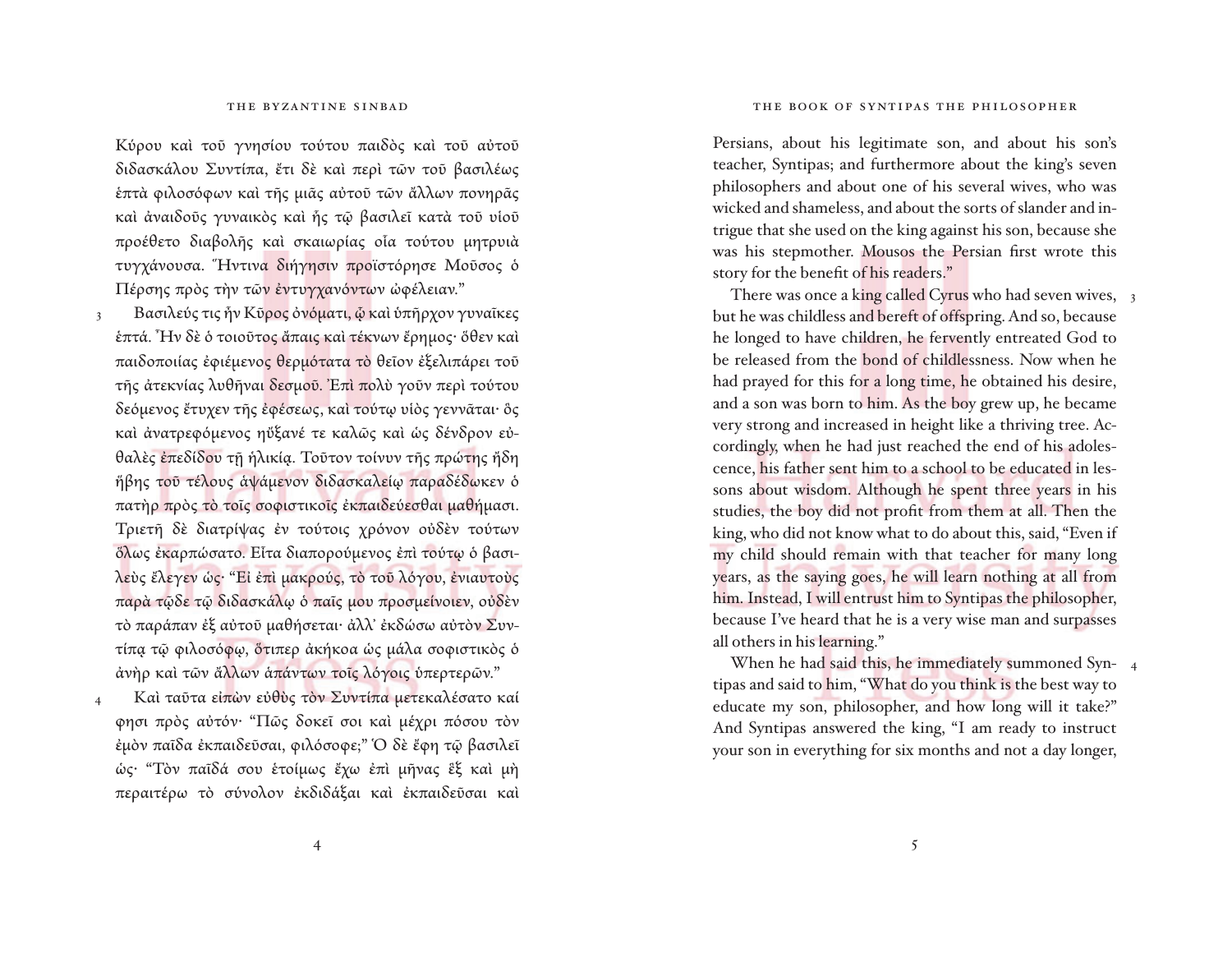Κύρου καὶ τοῦ γνησίου τούτου παιδὸς καὶ τοῦ αὐτοῦ διδασκάλου Συντίπα, ἔτι δὲ καὶ περὶ τῶν τοῦ βασιλέως ἑπτὰ φιλοσόφων καὶ τῆς μιᾶς αὐτοῦ τῶν ἄλλων πονηρᾶς καὶ ἀναιδοῦς γυναικὸς καὶ ἧς τῷ βασιλεῖ κατὰ τοῦ υἱοῦ προέθετο διαβολῆς καὶ σκαιωρίας οἷα τούτου μητρυιὰ τυγχάνουσα. Ἥντινα διήγησιν προϊστόρησε Μοῦσος ὁ Πέρσης πρὸς τὴν τῶν ἐντυγχανόντων ὠφέλειαν."

3 Βασιλεύς τις ἦν Κῦρος ὀνόματι, ᾧ καὶ ὑπῆρχον γυναῖκες ἑπτά. Ἦν δὲ ὁ τοιοῦτος ἄπαις καὶ τέκνων ἔρημος· ὅθεν καὶ παιδοποιίας ἐφιέμενος θερμότατα τὸ θεῖον ἐξελιπάρει τοῦ τῆς ἀτεκνίας λυθῆναι δεσμοῦ. Ἐπὶ πολὺ γοῦν περὶ τούτου δεόμενος ἔτυχεν τῆς ἐφέσεως, καὶ τούτῳ υἱὸς γεννᾶται· ὃς καὶ ἀνατρεφόμενος ηὔξανέ τε καλῶς καὶ ὡς δένδρον εὐθαλὲς ἐπεδίδου τῇ ἡλικίᾳ. Τοῦτον τοίνυν τῆς πρώτης ἤδη ἥβης τοῦ τέλους ἁψάμενον διδασκαλείῳ παραδέδωκεν ὁ πατὴρ πρὸς τὸ τοῖς σοφιστικοῖς ἐκπαιδεύεσθαι μαθήμασι. Τριετῆ δὲ διατρίψας ἐν τούτοις χρόνον οὐδὲν τούτων ὅλως ἐκαρπώσατο. Εἶτα διαπορούμενος ἐπὶ τούτῳ ὁ βασιλεὺς ἔλεγεν ὡς· "Εἰ ἐπὶ μακρούς, τὸ τοῦ λόγου, ἐνιαυτοὺς παρὰ τῷδε τῷ διδασκάλῳ ὁ παῖς μου προσμείνοιεν, οὐδὲν τὸ παράπαν ἐξ αὐτοῦ μαθήσεται· ἀλλ' ἐκδώσω αὐτὸν Συντίπᾳ τῷ φιλοσόφῳ, ὅτιπερ ἀκήκοα ὡς μάλα σοφιστικὸς ὁ ἀνὴρ καὶ τῶν ἄλλων ἁπάντων τοῖς λόγοις ὑπερτερῶν."

4 Καὶ ταῦτα εἰπὼν εὐθὺς τὸν Συντίπα μετεκαλέσατο καί φησι πρὸς αὐτόν· "Πῶς δοκεῖ σοι καὶ μέχρι πόσου τὸν ἐμὸν παῖδα ἐκπαιδεῦσαι, φιλόσοφε;" Ὁ δὲ ἔφη τῷ βασιλεῖ ὡς· "Τὸν παῖδά σου ἑτοίμως ἔχω ἐπὶ μῆνας ἓξ καὶ μὴ περαιτέρω τὸ σύνολον ἐκδιδάξαι καὶ ἐκπαιδεῦσαι καὶ

Persians, about his legitimate son, and about his son's teacher, Syntipas; and furthermore about the king's seven philosophers and about one of his several wives, who was wicked and shameless, and about the sorts of slander and intrigue that she used on the king against his son, because she was his stepmother. Mousos the Persian first wrote this story for the benefit of his readers."

3 There was once a king called Cyrus who had seven wives, but he was childless and bereft of offspring. And so, because he longed to have children, he fervently entreated God to be released from the bond of childlessness. Now when he had prayed for this for a long time, he obtained his desire, and a son was born to him. As the boy grew up, he became very strong and increased in height like a thriving tree. Accordingly, when he had just reached the end of his adolescence, his father sent him to a school to be educated in lessons about wisdom. Although he spent three years in his studies, the boy did not profit from them at all. Then the king, who did not know what to do about this, said, "Even if my child should remain with that teacher for many long years, as the saying goes, he will learn nothing at all from him. Instead, I will entrust him to Syntipas the philosopher, because I've heard that he is a very wise man and surpasses all others in his learning."

4 When he had said this, he immediately summoned Syntipas and said to him, "What do you think is the best way to educate my son, philosopher, and how long will it take?" And Syntipas answered the king, "I am ready to instruct your son in everything for six months and not a day longer,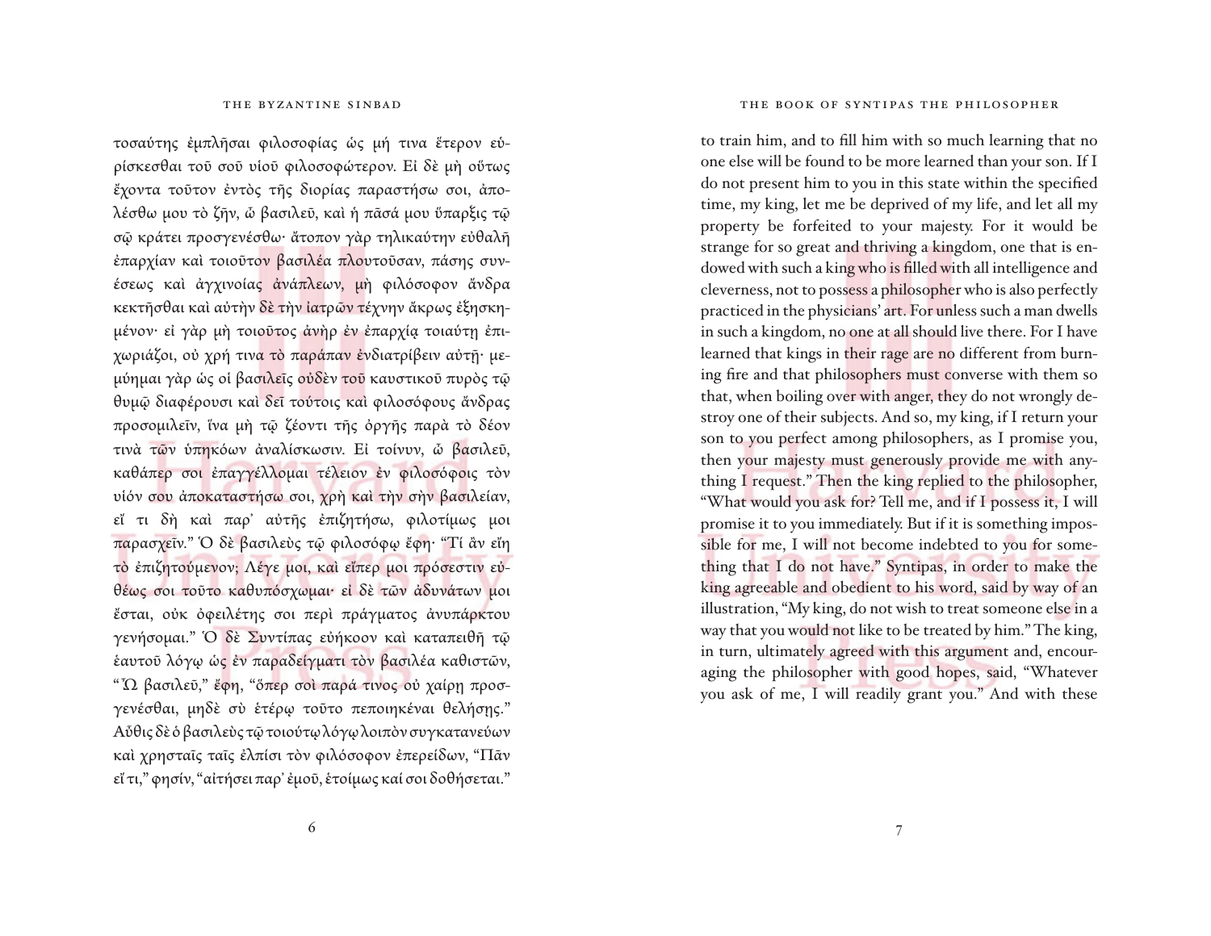τοσαύτης ἐμπλῆσαι φιλοσοφίας ὡς μή τινα ἕτερον εὑρίσκεσθαι τοῦ σοῦ υἱοῦ φιλοσοφώτερον. Εἰ δὲ μὴ οὕτως ἔχοντα τοῦτον ἐντὸς τῆς διορίας παραστήσω σοι, ἀπολέσθω μου τὸ ζῆν, ὦ βασιλεῦ, καὶ ἡ πᾶσά μου ὕπαρξις τῷ σῷ κράτει προσγενέσθω· ἄτοπον γὰρ τηλικαύτην εὐθαλῆ ἐπαρχίαν καὶ τοιοῦτον βασιλέα πλουτοῦσαν, πάσης συνέσεως καὶ ἀγχινοίας ἀνάπλεων, μὴ φιλόσοφον ἄνδρα κεκτῆσθαι καὶ αὐτὴν δὲ τὴν ἰατρῶν τέχνην ἄκρως ἐξησκημένον· εἰ γὰρ μὴ τοιοῦτος ἀνὴρ ἐν ἐπαρχίᾳ τοιαύτῃ ἐπιχωριάζοι, οὐ χρή τινα τὸ παράπαν ἐνδιατρίβειν αὐτῇ· μεμύημαι γὰρ ὡς οἱ βασιλεῖς οὐδὲν τοῦ καυστικοῦ πυρὸς τῷ θυμῷ διαφέρουσι καὶ δεῖ τούτοις καὶ φιλοσόφους ἄνδρας προσομιλεῖν, ἵνα μὴ τῷ ζέοντι τῆς ὀργῆς παρὰ τὸ δέον τινὰ τῶν ὑπηκόων ἀναλίσκωσιν. Εἰ τοίνυν, ὦ βασιλεῦ, καθάπερ σοι ἐπαγγέλλομαι τέλειον ἐν φιλοσόφοις τὸν υἱόν σου ἀποκαταστήσω σοι, χρὴ καὶ τὴν σὴν βασιλείαν, εἴ τι δὴ καὶ παρ᾽ αὐτῆς ἐπιζητήσω, φιλοτίμως μοι παρασχεῖν." Ὁ δὲ βασιλεὺς τῷ φιλοσόφῳ ἔφη· "Τί ἂν εἴη τὸ ἐπιζητούμενον; Λέγε μοι, καὶ εἴπερ μοι πρόσεστιν εὐθέως σοι τοῦτο καθυπόσχωμαι· εἰ δὲ τῶν ἀδυνάτων μοι ἔσται, οὐκ ὀφειλέτης σοι περὶ πράγματος ἀνυπάρκτου γενήσομαι." Ὁ δὲ Συντίπας εὐήκοον καὶ καταπειθῆ τῷ ἑαυτοῦ λόγῳ ὡς ἐν παραδείγματι τὸν βασιλέα καθιστῶν, "Ὦ βασιλεῦ," ἔφη, "ὅπερ σοὶ παρά τινος οὐ χαίρῃ προσγενέσθαι, μηδὲ σὺ ἑτέρῳ τοῦτο πεποιηκέναι θελήσῃς." Αὖθις δὲ ὁ βασιλεὺς τῷ τοιούτῳ λόγῳ λοιπὸν συγκατανεύων καὶ χρησταῖς ταῖς ἐλπίσι τὸν φιλόσοφον ἐπερείδων, "Πᾶν εἴ τι," φησίν, "αἰτήσει παρ᾽ ἐμοῦ, ἑτοίμως καί σοι δοθήσεται."

to train him, and to fill him with so much learning that no one else will be found to be more learned than your son. If I do not present him to you in this state within the specified time, my king, let me be deprived of my life, and let all my property be forfeited to your majesty. For it would be strange for so great and thriving a kingdom, one that is endowed with such a king who is filled with all intelligence and cleverness, not to possess a philosopher who is also perfectly practiced in the physicians' art. For unless such a man dwells in such a kingdom, no one at all should live there. For I have learned that kings in their rage are no different from burning fire and that philosophers must converse with them so that, when boiling over with anger, they do not wrongly destroy one of their subjects. And so, my king, if I return your son to you perfect among philosophers, as I promise you, then your majesty must generously provide me with anything I request." Then the king replied to the philosopher, "What would you ask for? Tell me, and if I possess it, I will promise it to you immediately. But if it is something impossible for me, I will not become indebted to you for something that I do not have." Syntipas, in order to make the king agreeable and obedient to his word, said by way of an illustration, "My king, do not wish to treat someone else in a way that you would not like to be treated by him." The king, in turn, ultimately agreed with this argument and, encouraging the philosopher with good hopes, said, "Whatever you ask of me, I will readily grant you." And with these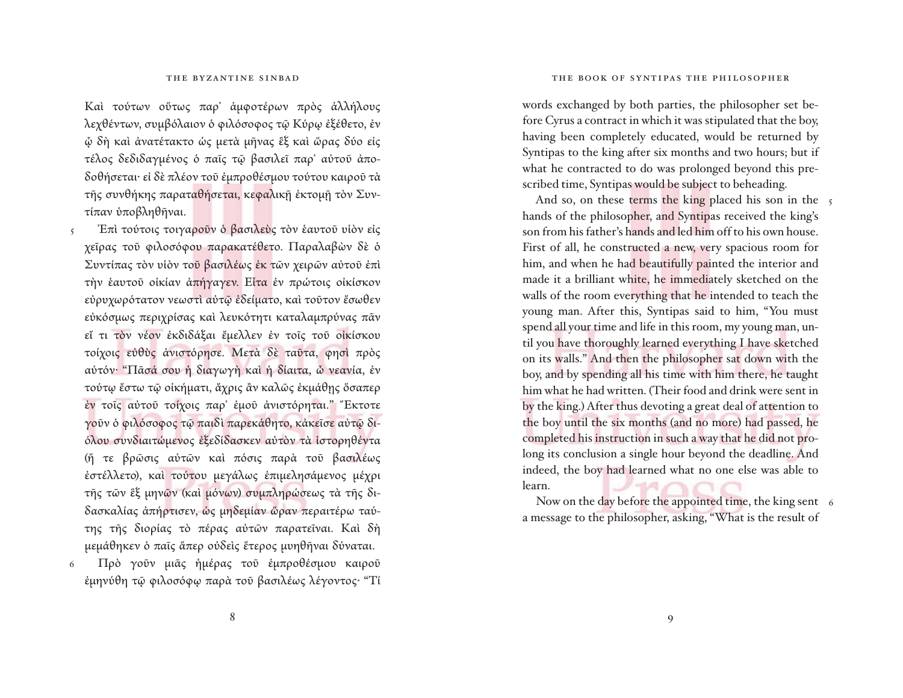Καὶ τούτων οὕτως παρ' ἀμφοτέρων πρὸς ἀλλήλους λεχθέντων, συμβόλαιον ὁ φιλόσοφος τῷ Κύρῳ ἐξέθετο, ἐν ᾧ δὴ καὶ ἀνατέτακτο ὡς μετὰ μῆνας ἓξ καὶ ὥρας δύο εἰς τέλος δεδιδαγμένος ὁ παῖς τῷ βασιλεῖ παρ' αὐτοῦ ἀποδοθήσεται· εἰ δὲ πλέον τοῦ ἐμπροθέσμου τούτου καιροῦ τὰ τῆς συνθήκης παραταθήσεται, κεφαλικῇ ἐκτομῇ τὸν Συντίπαν ὑποβληθῆναι.

5 Ἐπὶ τούτοις τοιγαροῦν ὁ βασιλεὺς τὸν ἑαυτοῦ υἱὸν εἰς χεῖρας τοῦ φιλοσόφου παρακατέθετο. Παραλαβὼν δὲ ὁ Συντίπας τὸν υἱὸν τοῦ βασιλέως ἐκ τῶν χειρῶν αὐτοῦ ἐπὶ τὴν ἑαυτοῦ οἰκίαν ἀπήγαγεν. Εἶτα ἐν πρώτοις οἰκίσκον εὐρυχωρότατον νεωστὶ αὐτῷ ἐδείματο, καὶ τοῦτον ἔσωθεν εὐκόσμως περιχρίσας καὶ λευκότητι καταλαμπρύνας πᾶν εἴ τι τὸν νέον ἐκδιδάξαι ἔμελλεν ἐν τοῖς τοῦ οἰκίσκου τοίχοις εὐθὺς ἀνιστόρησε. Μετὰ δὲ ταῦτα, φησὶ πρὸς αὐτόν· "Πᾶσά σου ἡ διαγωγὴ καὶ ἡ δίαιτα, ὦ νεανία, ἐν τούτῳ ἔστω τῷ οἰκήματι, ἄχρις ἂν καλῶς ἐκμάθῃς ὅσαπερ ἐν τοῖς αὐτοῦ τοίχοις παρ' ἐμοῦ ἀνιστόρηται." Ἔκτοτε γοῦν ὁ φιλόσοφος τῷ παιδὶ παρεκάθητο, κἀκεῖσε αὐτῷ διόλου συνδιαιτώμενος ἐξεδίδασκεν αὐτὸν τὰ ἱστορηθέντα (ἥ τε βρῶσις αὐτῶν καὶ πόσις παρὰ τοῦ βασιλέως ἐστέλλετο), καὶ τούτου μεγάλως ἐπιμελησάμενος μέχρι τῆς τῶν ἓξ μηνῶν (καὶ μόνων) συμπληρώσεως τὰ τῆς διδασκαλίας ἀπήρτισεν, ὡς μηδεμίαν ὥραν περαιτέρω ταύτης τῆς διορίας τὸ πέρας αὐτῶν παρατεῖναι. Καὶ δὴ μεμάθηκεν ὁ παῖς ἅπερ οὐδεὶς ἕτερος μυηθῆναι δύναται.

6 Πρὸ γοῦν μιᾶς ἡμέρας τοῦ ἐμπροθέσμου καιροῦ ἐμηνύθη τῷ φιλοσόφῳ παρὰ τοῦ βασιλέως λέγοντος· "Τί

words exchanged by both parties, the philosopher set before Cyrus a contract in which it was stipulated that the boy, having been completely educated, would be returned by Syntipas to the king after six months and two hours; but if what he contracted to do was prolonged beyond this prescribed time, Syntipas would be subject to beheading.

5 And so, on these terms the king placed his son in the hands of the philosopher, and Syntipas received the king's son from his father's hands and led him off to his own house. First of all, he constructed a new, very spacious room for him, and when he had beautifully painted the interior and made it a brilliant white, he immediately sketched on the walls of the room everything that he intended to teach the young man. After this, Syntipas said to him, "You must spend all your time and life in this room, my young man, until you have thoroughly learned everything I have sketched on its walls." And then the philosopher sat down with the boy, and by spending all his time with him there, he taught him what he had written. (Their food and drink were sent in by the king.) After thus devoting a great deal of attention to the boy until the six months (and no more) had passed, he completed his instruction in such a way that he did not prolong its conclusion a single hour beyond the deadline. And indeed, the boy had learned what no one else was able to learn.

6 Now on the day before the appointed time, the king sent a message to the philosopher, asking, "What is the result of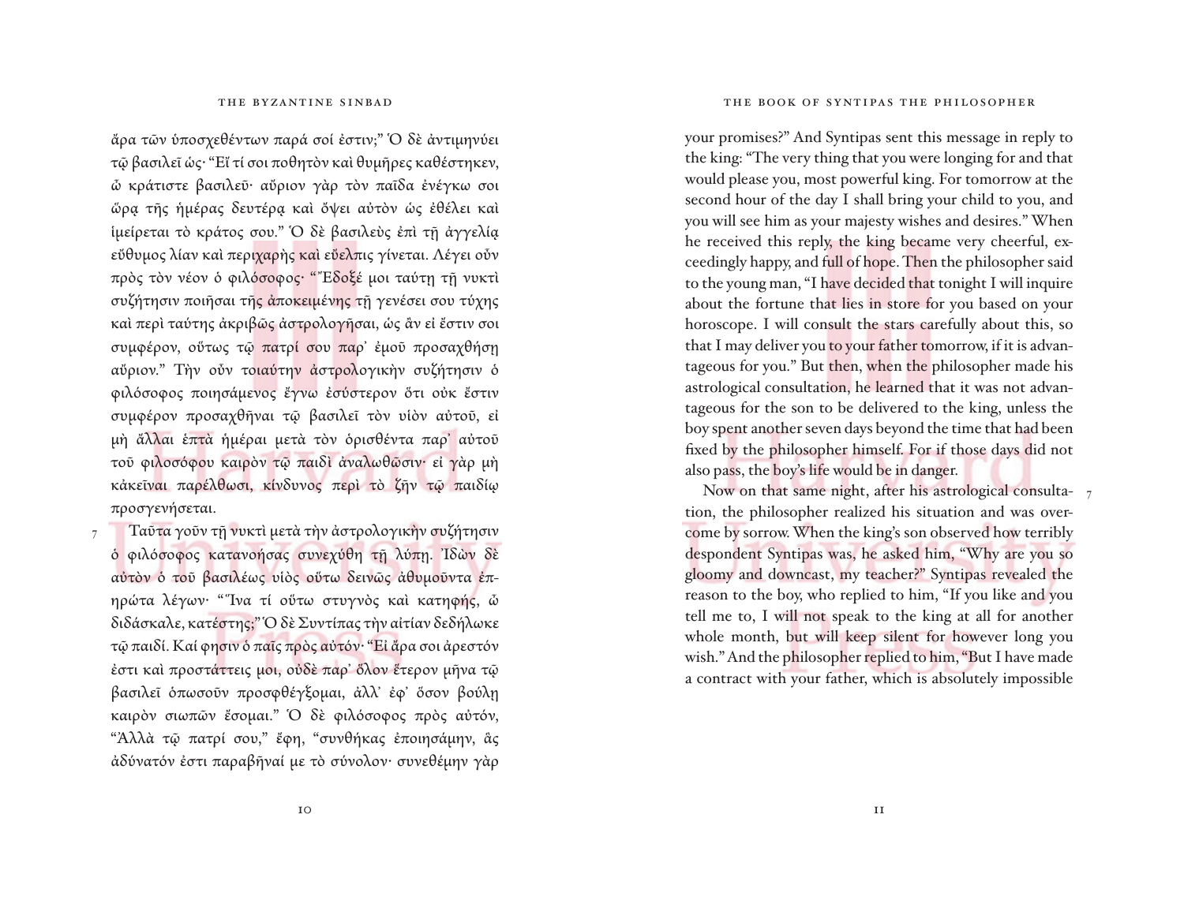ἄρα τῶν ὑποσχεθέντων παρά σοί ἐστιν;" Ὁ δὲ ἀντιμηνύει τῷ βασιλεῖ ὡς· "Εἴ τί σοι ποθητὸν καὶ θυμῆρες καθέστηκεν, ὦ κράτιστε βασιλεῦ· αὔριον γὰρ τὸν παῖδα ἐνέγκω σοι ὥρᾳ τῆς ἡμέρας δευτέρᾳ καὶ ὄψει αὐτὸν ὡς ἐθέλει καὶ ἱμείρεται τὸ κράτος σου." Ὁ δὲ βασιλεὺς ἐπὶ τῇ ἀγγελίᾳ εὔθυμος λίαν καὶ περιχαρὴς καὶ εὔελπις γίνεται. Λέγει οὖν πρὸς τὸν νέον ὁ φιλόσοφος· "Ἔδοξέ μοι ταύτῃ τῇ νυκτὶ συζήτησιν ποιῆσαι τῆς ἀποκειμένης τῇ γενέσει σου τύχης καὶ περὶ ταύτης ἀκριβῶς ἀστρολογῆσαι, ὡς ἂν εἰ ἔστιν σοι συμφέρον, οὕτως τῷ πατρί σου παρ' ἐμοῦ προσαχθήσῃ αὔριον." Τὴν οὖν τοιαύτην ἀστρολογικὴν συζήτησιν ὁ φιλόσοφος ποιησάμενος ἔγνω ἐσύστερον ὅτι οὐκ ἔστιν συμφέρον προσαχθῆναι τῷ βασιλεῖ τὸν υἱὸν αὐτοῦ, εἰ μὴ ἄλλαι ἑπτὰ ἡμέραι μετὰ τὸν ὁρισθέντα παρ' αὐτοῦ τοῦ φιλοσόφου καιρὸν τῷ παιδὶ ἀναλωθῶσιν· εἰ γὰρ μὴ κἀκεῖναι παρέλθωσι, κίνδυνος περὶ τὸ ζῆν τῷ παιδίῳ προσγενήσεται.

7 Ταῦτα γοῦν τῇ νυκτὶ μετὰ τὴν ἀστρολογικὴν συζήτησιν ὁ φιλόσοφος κατανοήσας συνεχύθη τῇ λύπῃ. Ἰδὼν δὲ αὐτὸν ὁ τοῦ βασιλέως υἱὸς οὕτω δεινῶς ἀθυμοῦντα ἐπηρώτα λέγων· "Ἵνα τί οὕτω στυγνὸς καὶ κατηφής, ὦ διδάσκαλε, κατέστης;" Ὁ δὲ Συντίπας τὴν αἰτίαν δεδήλωκε τῷ παιδί. Καί φησιν ὁ παῖς πρὸς αὐτόν· "Εἰ ἄρα σοι ἀρεστόν ἐστι καὶ προστάττεις μοι, οὐδὲ παρ' ὅλον ἕτερον μῆνα τῷ βασιλεῖ ὁπωσοῦν προσφθέγξομαι, ἀλλ' ἐφ' ὅσον βούλῃ καιρὸν σιωπῶν ἔσομαι." Ὁ δὲ φιλόσοφος πρὸς αὐτόν, "Ἀλλὰ τῷ πατρί σου," ἔφη, "συνθήκας ἐποιησάμην, ἃς ἀδύνατόν ἐστι παραβῆναί με τὸ σύνολον· συνεθέμην γὰρ

your promises?" And Syntipas sent this message in reply to the king: "The very thing that you were longing for and that would please you, most powerful king. For tomorrow at the second hour of the day I shall bring your child to you, and you will see him as your majesty wishes and desires." When he received this reply, the king became very cheerful, exceedingly happy, and full of hope. Then the philosopher said to the young man, "I have decided that tonight I will inquire about the fortune that lies in store for you based on your horoscope. I will consult the stars carefully about this, so that I may deliver you to your father tomorrow, if it is advantageous for you." But then, when the philosopher made his astrological consultation, he learned that it was not advantageous for the son to be delivered to the king, unless the boy spent another seven days beyond the time that had been fixed by the philosopher himself. For if those days did not also pass, the boy's life would be in danger.

7 Now on that same night, after his astrological consultation, the philosopher realized his situation and was overcome by sorrow. When the king's son observed how terribly despondent Syntipas was, he asked him, "Why are you so gloomy and downcast, my teacher?" Syntipas revealed the reason to the boy, who replied to him, "If you like and you tell me to, I will not speak to the king at all for another whole month, but will keep silent for however long you wish." And the philosopher replied to him, "But I have made a contract with your father, which is absolutely impossible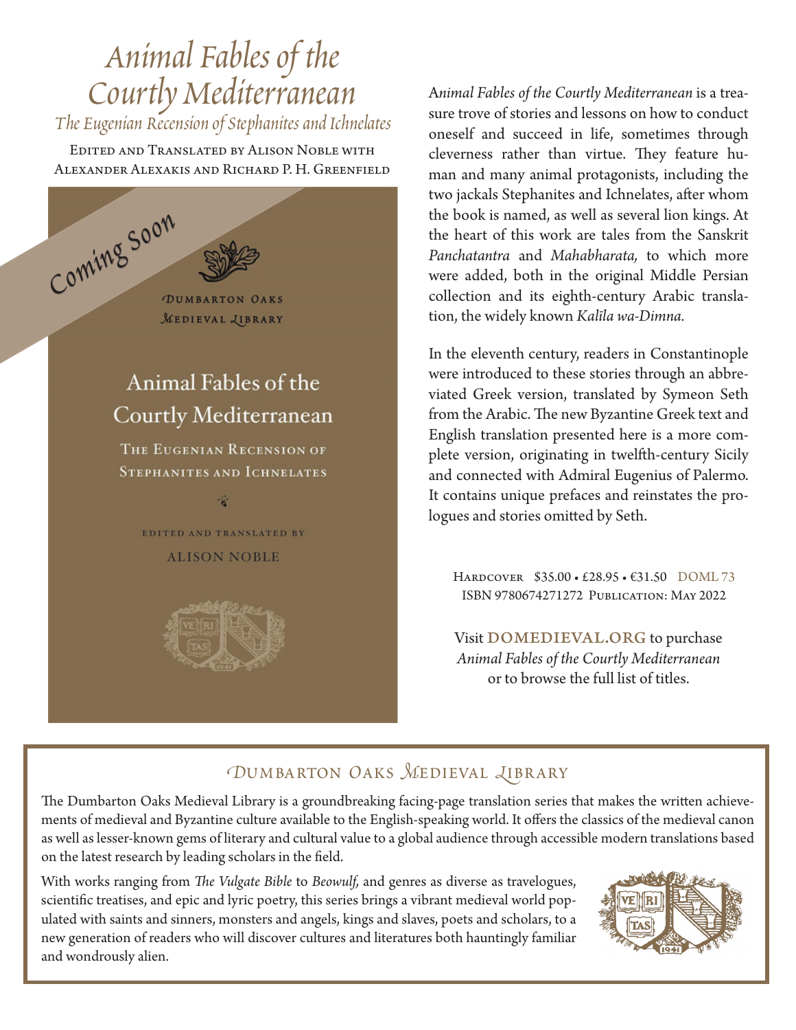# Animal Fables of the Courtly Mediterranean

*The Eugenian Recension of Stephanites and Ichnelates*

Edited and Translated by Alison Noble with Alexander Alexakis and Richard P. H. Greenfield

Coming Soon

Dumbarton Oaks Medieval Library

Animal Fables of the Courtly Mediterranean

The Eugenian Recension of Stephanites and Ichnelates

Edited and translated by

Alison Noble

*Animal Fables of the Courtly Mediterranean* is a treasure trove of stories and lessons on how to conduct oneself and succeed in life, sometimes through cleverness rather than virtue. They feature human and many animal protagonists, including the two jackals Stephanites and Ichnelates, after whom the book is named, as well as several lion kings. At the heart of this work are tales from the Sanskrit *Panchatantra* and *Mahabharata,* to which more were added, both in the original Middle Persian collection and its eighth-century Arabic translation, the widely known *Kalīla wa-Dimna.*

In the eleventh century, readers in Constantinople were introduced to these stories through an abbreviated Greek version, translated by Symeon Seth from the Arabic. The new Byzantine Greek text and English translation presented here is a more complete version, originating in twelfth-century Sicily and connected with Admiral Eugenius of Palermo. It contains unique prefaces and reinstates the prologues and stories omitted by Seth.

Hardcover $35.00 • £28.95 • €31.50 DOML 73
ISBN 9780674271272 Publication: May 2022

Visit **DOMEDIEVAL.ORG** to purchase *Animal Fables of the Courtly Mediterranean* or to browse the full list of titles.

## Dumbarton Oaks Medieval Library

The Dumbarton Oaks Medieval Library is a groundbreaking facing-page translation series that makes the written achievements of medieval and Byzantine culture available to the English-speaking world. It offers the classics of the medieval canon as well as lesser-known gems of literary and cultural value to a global audience through accessible modern translations based on the latest research by leading scholars in the field.

With works ranging from *The Vulgate Bible* to *Beowulf,* and genres as diverse as travelogues, scientific treatises, and epic and lyric poetry, this series brings a vibrant medieval world populated with saints and sinners, monsters and angels, kings and slaves, poets and scholars, to a new generation of readers who will discover cultures and literatures both hauntingly familiar and wondrously alien.